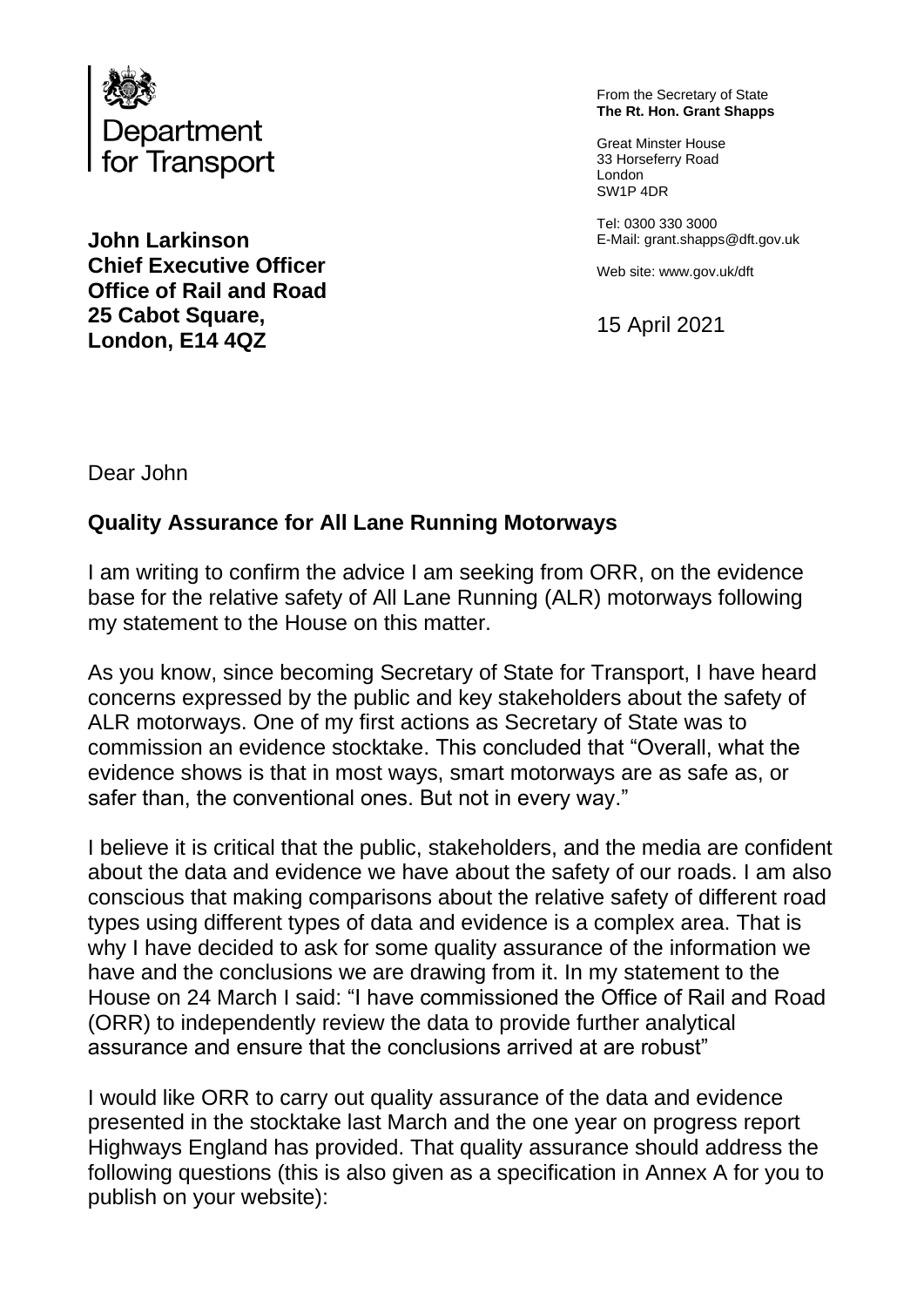Department for Transport

From the Secretary of State
**The Rt. Hon. Grant Shapps**

Great Minster House
33 Horseferry Road
London
SW1P 4DR

Tel: 0300 330 3000
E-Mail: grant.shapps@dft.gov.uk

Web site: www.gov.uk/dft

**John Larkinson**
**Chief Executive Officer**
**Office of Rail and Road**
**25 Cabot Square,**
**London, E14 4QZ**

15 April 2021

Dear John

**Quality Assurance for All Lane Running Motorways**

I am writing to confirm the advice I am seeking from ORR, on the evidence base for the relative safety of All Lane Running (ALR) motorways following my statement to the House on this matter.

As you know, since becoming Secretary of State for Transport, I have heard concerns expressed by the public and key stakeholders about the safety of ALR motorways. One of my first actions as Secretary of State was to commission an evidence stocktake. This concluded that "Overall, what the evidence shows is that in most ways, smart motorways are as safe as, or safer than, the conventional ones. But not in every way."

I believe it is critical that the public, stakeholders, and the media are confident about the data and evidence we have about the safety of our roads. I am also conscious that making comparisons about the relative safety of different road types using different types of data and evidence is a complex area. That is why I have decided to ask for some quality assurance of the information we have and the conclusions we are drawing from it. In my statement to the House on 24 March I said: "I have commissioned the Office of Rail and Road (ORR) to independently review the data to provide further analytical assurance and ensure that the conclusions arrived at are robust"

I would like ORR to carry out quality assurance of the data and evidence presented in the stocktake last March and the one year on progress report Highways England has provided. That quality assurance should address the following questions (this is also given as a specification in Annex A for you to publish on your website):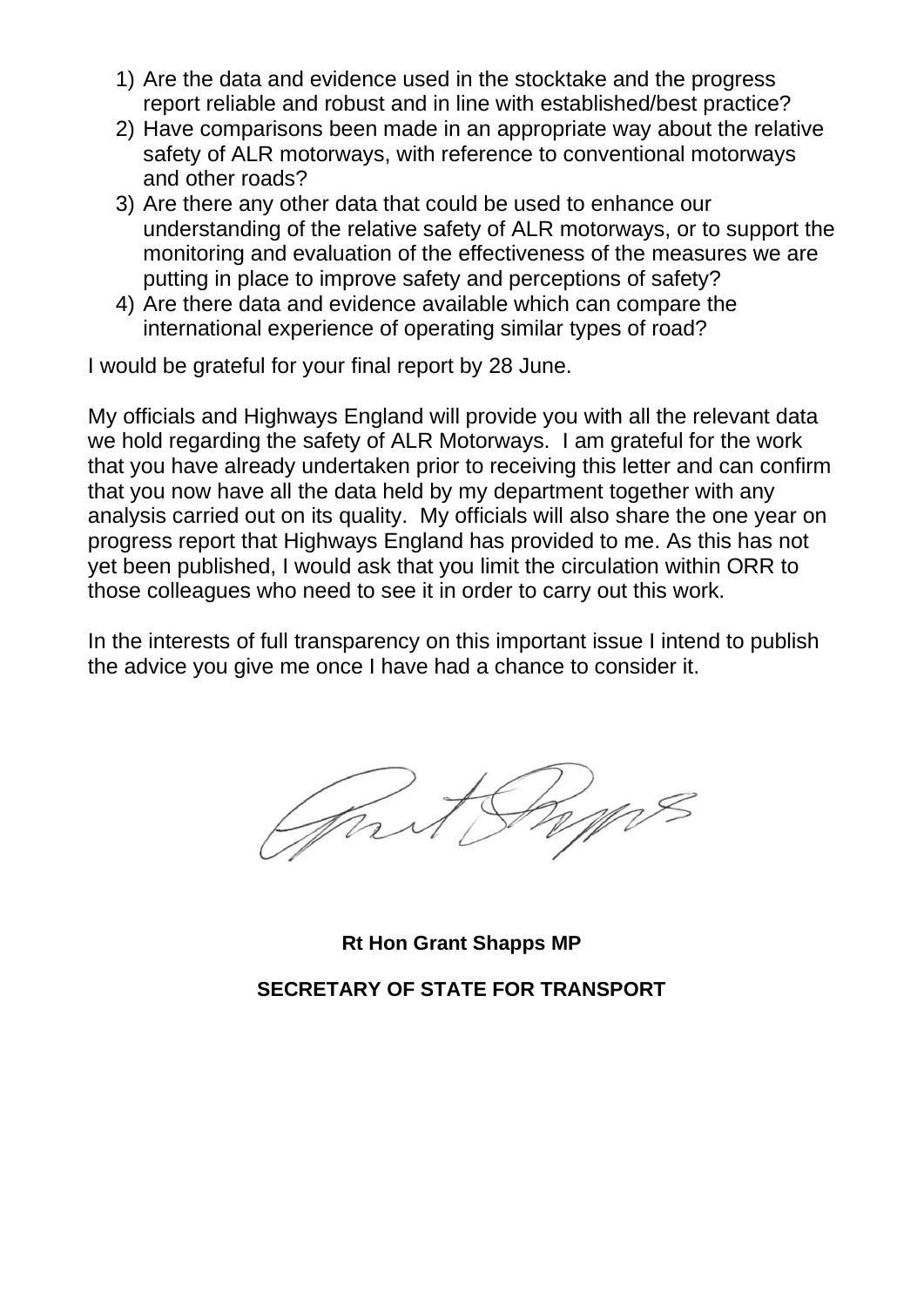1) Are the data and evidence used in the stocktake and the progress report reliable and robust and in line with established/best practice?
2) Have comparisons been made in an appropriate way about the relative safety of ALR motorways, with reference to conventional motorways and other roads?
3) Are there any other data that could be used to enhance our understanding of the relative safety of ALR motorways, or to support the monitoring and evaluation of the effectiveness of the measures we are putting in place to improve safety and perceptions of safety?
4) Are there data and evidence available which can compare the international experience of operating similar types of road?

I would be grateful for your final report by 28 June.

My officials and Highways England will provide you with all the relevant data we hold regarding the safety of ALR Motorways. I am grateful for the work that you have already undertaken prior to receiving this letter and can confirm that you now have all the data held by my department together with any analysis carried out on its quality. My officials will also share the one year on progress report that Highways England has provided to me. As this has not yet been published, I would ask that you limit the circulation within ORR to those colleagues who need to see it in order to carry out this work.

In the interests of full transparency on this important issue I intend to publish the advice you give me once I have had a chance to consider it.

**Rt Hon Grant Shapps MP**

**SECRETARY OF STATE FOR TRANSPORT**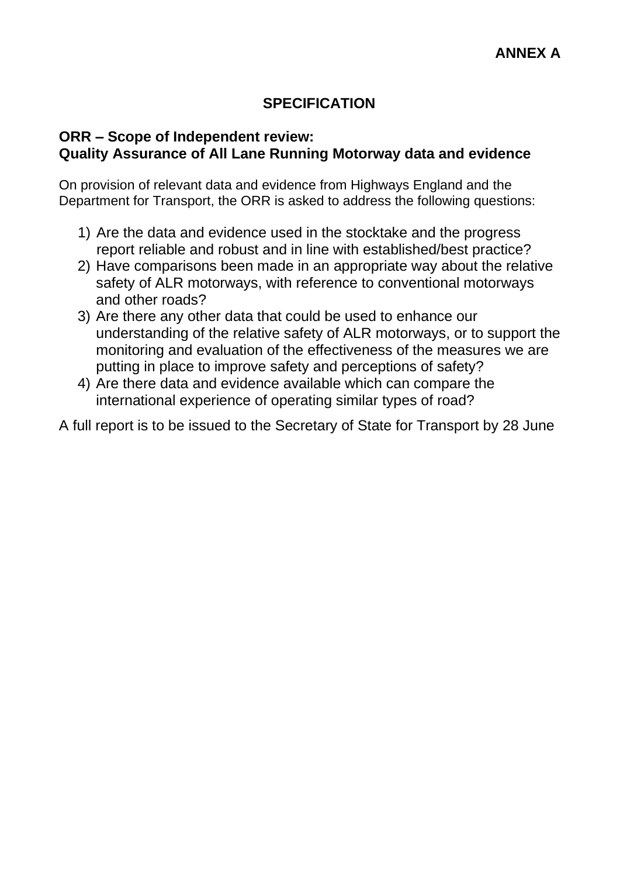**ANNEX A**

# SPECIFICATION

## ORR – Scope of Independent review: Quality Assurance of All Lane Running Motorway data and evidence

On provision of relevant data and evidence from Highways England and the Department for Transport, the ORR is asked to address the following questions:

1) Are the data and evidence used in the stocktake and the progress report reliable and robust and in line with established/best practice?
2) Have comparisons been made in an appropriate way about the relative safety of ALR motorways, with reference to conventional motorways and other roads?
3) Are there any other data that could be used to enhance our understanding of the relative safety of ALR motorways, or to support the monitoring and evaluation of the effectiveness of the measures we are putting in place to improve safety and perceptions of safety?
4) Are there data and evidence available which can compare the international experience of operating similar types of road?

A full report is to be issued to the Secretary of State for Transport by 28 June